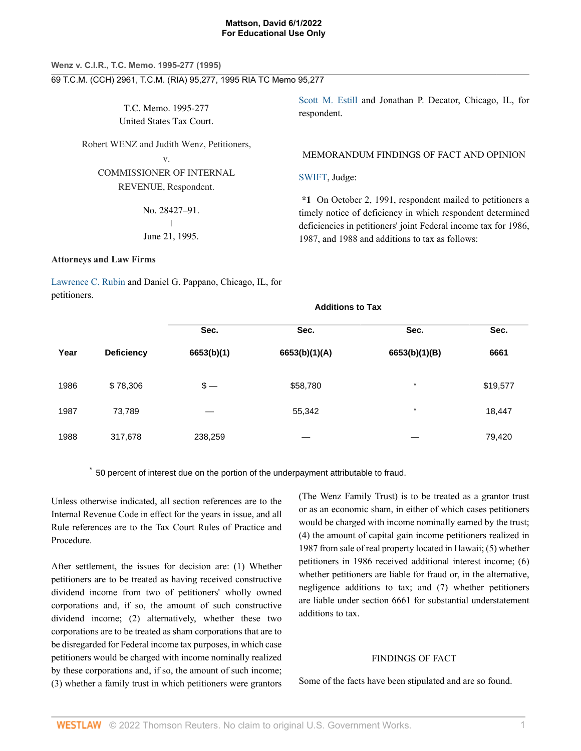Wenz v. C.I.R., T.C. Memo. 1995-277 (1995)

69 T.C.M. (CCH) 2961, T.C.M. (RIA) 95,277, 1995 RIA TC Memo 95,277

T.C. Memo. 1995-277
United States Tax Court.

Robert WENZ and Judith Wenz, Petitioners,
v.
COMMISSIONER OF INTERNAL REVENUE, Respondent.

No. 28427–91.
|
June 21, 1995.

**Attorneys and Law Firms**

Lawrence C. Rubin and Daniel G. Pappano, Chicago, IL, for petitioners.

Scott M. Estill and Jonathan P. Decator, Chicago, IL, for respondent.

MEMORANDUM FINDINGS OF FACT AND OPINION

SWIFT, Judge:

**\*1** On October 2, 1991, respondent mailed to petitioners a timely notice of deficiency in which respondent determined deficiencies in petitioners' joint Federal income tax for 1986, 1987, and 1988 and additions to tax as follows:

| | | Additions to Tax | | | |
|---|---|---|---|---|---|
| | | Sec. | Sec. | Sec. | Sec. |
| Year | Deficiency | 6653(b)(1) | 6653(b)(1)(A) | 6653(b)(1)(B) | 6661 |
| 1986 | $ 78,306 | $ — | $58,780 | * | $19,577 |
| 1987 | 73,789 | — | 55,342 | * | 18,447 |
| 1988 | 317,678 | 238,259 | — | — | 79,420 |

\* 50 percent of interest due on the portion of the underpayment attributable to fraud.

Unless otherwise indicated, all section references are to the Internal Revenue Code in effect for the years in issue, and all Rule references are to the Tax Court Rules of Practice and Procedure.

After settlement, the issues for decision are: (1) Whether petitioners are to be treated as having received constructive dividend income from two of petitioners' wholly owned corporations and, if so, the amount of such constructive dividend income; (2) alternatively, whether these two corporations are to be treated as sham corporations that are to be disregarded for Federal income tax purposes, in which case petitioners would be charged with income nominally realized by these corporations and, if so, the amount of such income; (3) whether a family trust in which petitioners were grantors (The Wenz Family Trust) is to be treated as a grantor trust or as an economic sham, in either of which cases petitioners would be charged with income nominally earned by the trust; (4) the amount of capital gain income petitioners realized in 1987 from sale of real property located in Hawaii; (5) whether petitioners in 1986 received additional interest income; (6) whether petitioners are liable for fraud or, in the alternative, negligence additions to tax; and (7) whether petitioners are liable under section 6661 for substantial understatement additions to tax.

FINDINGS OF FACT

Some of the facts have been stipulated and are so found.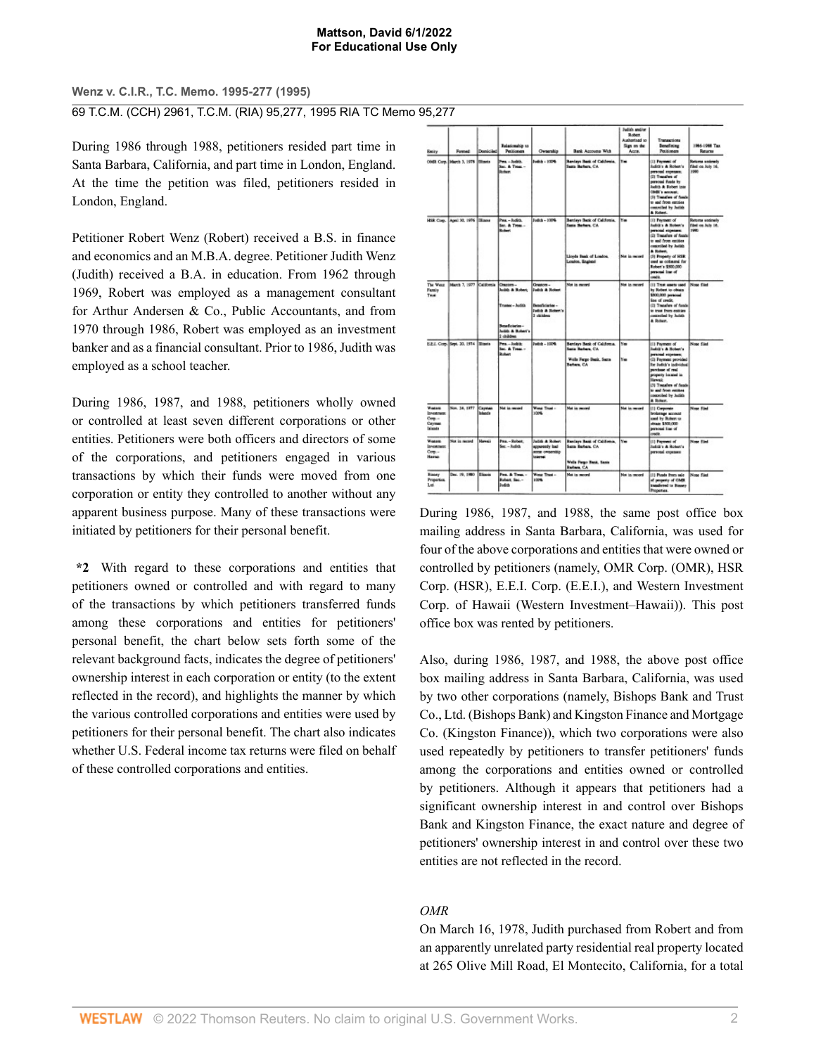During 1986 through 1988, petitioners resided part time in Santa Barbara, California, and part time in London, England. At the time the petition was filed, petitioners resided in London, England.

Petitioner Robert Wenz (Robert) received a B.S. in finance and economics and an M.B.A. degree. Petitioner Judith Wenz (Judith) received a B.A. in education. From 1962 through 1969, Robert was employed as a management consultant for Arthur Andersen & Co., Public Accountants, and from 1970 through 1986, Robert was employed as an investment banker and as a financial consultant. Prior to 1986, Judith was employed as a school teacher.

During 1986, 1987, and 1988, petitioners wholly owned or controlled at least seven different corporations or other entities. Petitioners were both officers and directors of some of the corporations, and petitioners engaged in various transactions by which their funds were moved from one corporation or entity they controlled to another without any apparent business purpose. Many of these transactions were initiated by petitioners for their personal benefit.

**\*2** With regard to these corporations and entities that petitioners owned or controlled and with regard to many of the transactions by which petitioners transferred funds among these corporations and entities for petitioners' personal benefit, the chart below sets forth some of the relevant background facts, indicates the degree of petitioners' ownership interest in each corporation or entity (to the extent reflected in the record), and highlights the manner by which the various controlled corporations and entities were used by petitioners for their personal benefit. The chart also indicates whether U.S. Federal income tax returns were filed on behalf of these controlled corporations and entities.

| Entity | Formed | Domiciled | Relationship to Petitioners | Ownership | Bank Accounts With | Judith and/or Robert Authorized to Sign on the Accts. | Transactions Benefiting Petitioners | 1986-1988 Tax Returns |
|---|---|---|---|---|---|---|---|---|
| OMR Corp. | March 3, 1978 | Illinois | Pres. – Judith; Sec. & Treas. – Robert | Judith – 100% | Barclays Bank of California, Santa Barbara, CA | Yes | (1) Payment of Judith's & Robert's personal expenses; (2) Transfers of personal funds by Judith & Robert into OMR's account; (3) Transfers of funds to and from entities controlled by Judith & Robert. | Returns untimely filed on July 16, 1990 |
| HSR Corp. | April 30, 1976 | Illinois | Pres. – Judith; Sec. & Treas. – Robert | Judith – 100% | Barclays Bank of California, Santa Barbara, CA; Lloyds Bank of London, London, England | Yes; Not in record | (1) Payment of Judith's & Robert's personal expenses; (2) Transfers of funds to and from entities controlled by Judith & Robert; (3) Property of HSR used as collateral for Robert's $500,000 personal line of credit. | Returns untimely filed on July 16, 1990 |
| The Wenz Family Trust | March 7, 1977 | California | Grantors – Judith & Robert; Trustee – Judith; Beneficiaries – Judith & Robert's 2 children | Grantors – Judith & Robert; Beneficiaries – Judith & Robert's 2 children | Not in record | Not in record | (1) Trust assets used by Robert to obtain $500,000 personal line of credit; (2) Transfers of funds to trust from entities controlled by Judith & Robert. | None filed |
| E.E.I. Corp. | Sept. 20, 1974 | Illinois | Pres. – Judith; Sec. & Treas. – Robert | Judith – 100% | Barclays Bank of California, Santa Barbara, CA; Wells Fargo Bank, Santa Barbara, CA | Yes; Yes | (1) Payment of Judith's & Robert's personal expenses; (2) Payments provided for Judith's individual purchase of real property located in Hawaii; (3) Transfers of funds to and from entities controlled by Judith & Robert. | None filed |
| Western Investment Corp. – Cayman Islands | Nov. 24, 1977 | Cayman Islands | Not in record | Wenz Trust – 100% | Not in record | Not in record | (1) Corporate brokerage account used by Robert to obtain $500,000 personal line of credit. | None filed |
| Western Investment Corp. – Hawaii | Not in record | Hawaii | Pres. – Robert; Sec. – Judith | Judith & Robert apparently had some ownership interest | Barclays Bank of California, Santa Barbara, CA; Wells Fargo Bank, Santa Barbara, CA | Yes | (1) Payment of Judith's & Robert's personal expenses | None filed |
| Bussey Properties, Ltd. | Dec. 19, 1980 | Illinois | Pres. & Treas. – Robert; Sec. – Judith | Wenz Trust – 100% | Not in record | Not in record | (1) Funds from sale of property of OMR transferred to Bussey Properties. | None filed |

During 1986, 1987, and 1988, the same post office box mailing address in Santa Barbara, California, was used for four of the above corporations and entities that were owned or controlled by petitioners (namely, OMR Corp. (OMR), HSR Corp. (HSR), E.E.I. Corp. (E.E.I.), and Western Investment Corp. of Hawaii (Western Investment–Hawaii)). This post office box was rented by petitioners.

Also, during 1986, 1987, and 1988, the above post office box mailing address in Santa Barbara, California, was used by two other corporations (namely, Bishops Bank and Trust Co., Ltd. (Bishops Bank) and Kingston Finance and Mortgage Co. (Kingston Finance)), which two corporations were also used repeatedly by petitioners to transfer petitioners' funds among the corporations and entities owned or controlled by petitioners. Although it appears that petitioners had a significant ownership interest in and control over Bishops Bank and Kingston Finance, the exact nature and degree of petitioners' ownership interest in and control over these two entities are not reflected in the record.

*OMR*

On March 16, 1978, Judith purchased from Robert and from an apparently unrelated party residential real property located at 265 Olive Mill Road, El Montecito, California, for a total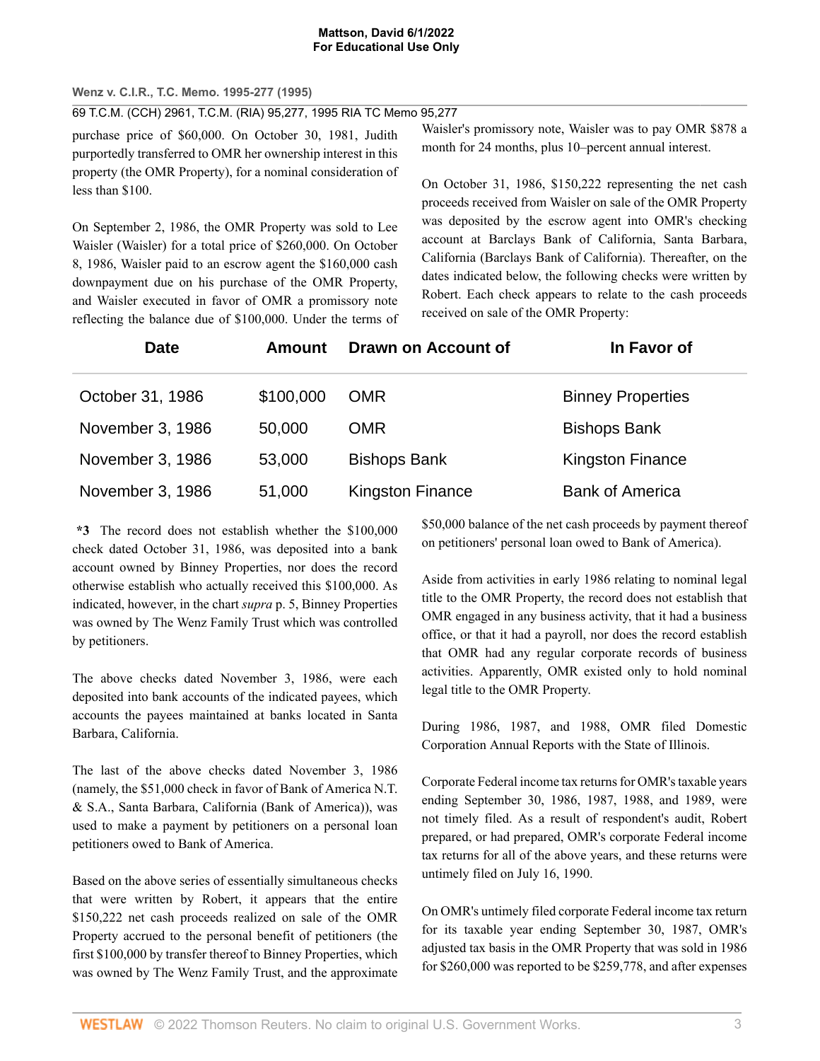purchase price of $60,000. On October 30, 1981, Judith purportedly transferred to OMR her ownership interest in this property (the OMR Property), for a nominal consideration of less than $100.

On September 2, 1986, the OMR Property was sold to Lee Waisler (Waisler) for a total price of $260,000. On October 8, 1986, Waisler paid to an escrow agent the $160,000 cash downpayment due on his purchase of the OMR Property, and Waisler executed in favor of OMR a promissory note reflecting the balance due of $100,000. Under the terms of Waisler's promissory note, Waisler was to pay OMR $878 a month for 24 months, plus 10–percent annual interest.

On October 31, 1986, $150,222 representing the net cash proceeds received from Waisler on sale of the OMR Property was deposited by the escrow agent into OMR's checking account at Barclays Bank of California, Santa Barbara, California (Barclays Bank of California). Thereafter, on the dates indicated below, the following checks were written by Robert. Each check appears to relate to the cash proceeds received on sale of the OMR Property:

| Date | Amount | Drawn on Account of | In Favor of |
|---|---|---|---|
| October 31, 1986 | $100,000 | OMR | Binney Properties |
| November 3, 1986 | 50,000 | OMR | Bishops Bank |
| November 3, 1986 | 53,000 | Bishops Bank | Kingston Finance |
| November 3, 1986 | 51,000 | Kingston Finance | Bank of America |

**\*3** The record does not establish whether the $100,000 check dated October 31, 1986, was deposited into a bank account owned by Binney Properties, nor does the record otherwise establish who actually received this $100,000. As indicated, however, in the chart *supra* p. 5, Binney Properties was owned by The Wenz Family Trust which was controlled by petitioners.

The above checks dated November 3, 1986, were each deposited into bank accounts of the indicated payees, which accounts the payees maintained at banks located in Santa Barbara, California.

The last of the above checks dated November 3, 1986 (namely, the $51,000 check in favor of Bank of America N.T. & S.A., Santa Barbara, California (Bank of America)), was used to make a payment by petitioners on a personal loan petitioners owed to Bank of America.

Based on the above series of essentially simultaneous checks that were written by Robert, it appears that the entire $150,222 net cash proceeds realized on sale of the OMR Property accrued to the personal benefit of petitioners (the first $100,000 by transfer thereof to Binney Properties, which was owned by The Wenz Family Trust, and the approximate $50,000 balance of the net cash proceeds by payment thereof on petitioners' personal loan owed to Bank of America).

Aside from activities in early 1986 relating to nominal legal title to the OMR Property, the record does not establish that OMR engaged in any business activity, that it had a business office, or that it had a payroll, nor does the record establish that OMR had any regular corporate records of business activities. Apparently, OMR existed only to hold nominal legal title to the OMR Property.

During 1986, 1987, and 1988, OMR filed Domestic Corporation Annual Reports with the State of Illinois.

Corporate Federal income tax returns for OMR's taxable years ending September 30, 1986, 1987, 1988, and 1989, were not timely filed. As a result of respondent's audit, Robert prepared, or had prepared, OMR's corporate Federal income tax returns for all of the above years, and these returns were untimely filed on July 16, 1990.

On OMR's untimely filed corporate Federal income tax return for its taxable year ending September 30, 1987, OMR's adjusted tax basis in the OMR Property that was sold in 1986 for $260,000 was reported to be $259,778, and after expenses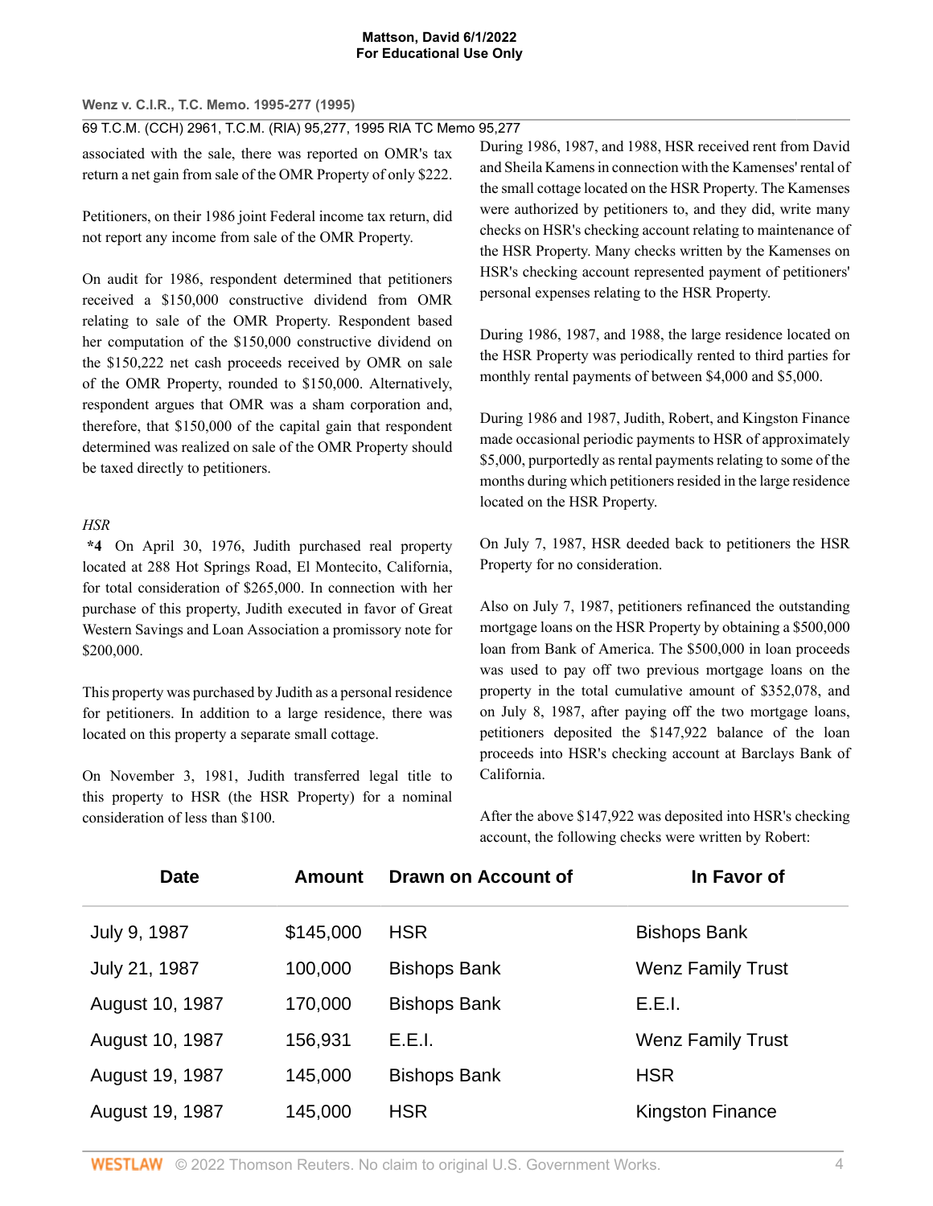associated with the sale, there was reported on OMR's tax return a net gain from sale of the OMR Property of only $222.

Petitioners, on their 1986 joint Federal income tax return, did not report any income from sale of the OMR Property.

On audit for 1986, respondent determined that petitioners received a $150,000 constructive dividend from OMR relating to sale of the OMR Property. Respondent based her computation of the $150,000 constructive dividend on the $150,222 net cash proceeds received by OMR on sale of the OMR Property, rounded to $150,000. Alternatively, respondent argues that OMR was a sham corporation and, therefore, that $150,000 of the capital gain that respondent determined was realized on sale of the OMR Property should be taxed directly to petitioners.

*HSR*

**\*4** On April 30, 1976, Judith purchased real property located at 288 Hot Springs Road, El Montecito, California, for total consideration of $265,000. In connection with her purchase of this property, Judith executed in favor of Great Western Savings and Loan Association a promissory note for $200,000.

This property was purchased by Judith as a personal residence for petitioners. In addition to a large residence, there was located on this property a separate small cottage.

On November 3, 1981, Judith transferred legal title to this property to HSR (the HSR Property) for a nominal consideration of less than $100.

During 1986, 1987, and 1988, HSR received rent from David and Sheila Kamens in connection with the Kamenses' rental of the small cottage located on the HSR Property. The Kamenses were authorized by petitioners to, and they did, write many checks on HSR's checking account relating to maintenance of the HSR Property. Many checks written by the Kamenses on HSR's checking account represented payment of petitioners' personal expenses relating to the HSR Property.

During 1986, 1987, and 1988, the large residence located on the HSR Property was periodically rented to third parties for monthly rental payments of between $4,000 and $5,000.

During 1986 and 1987, Judith, Robert, and Kingston Finance made occasional periodic payments to HSR of approximately $5,000, purportedly as rental payments relating to some of the months during which petitioners resided in the large residence located on the HSR Property.

On July 7, 1987, HSR deeded back to petitioners the HSR Property for no consideration.

Also on July 7, 1987, petitioners refinanced the outstanding mortgage loans on the HSR Property by obtaining a $500,000 loan from Bank of America. The $500,000 in loan proceeds was used to pay off two previous mortgage loans on the property in the total cumulative amount of $352,078, and on July 8, 1987, after paying off the two mortgage loans, petitioners deposited the $147,922 balance of the loan proceeds into HSR's checking account at Barclays Bank of California.

After the above $147,922 was deposited into HSR's checking account, the following checks were written by Robert:

| Date | Amount | Drawn on Account of | In Favor of |
|---|---|---|---|
| July 9, 1987 | $145,000 | HSR | Bishops Bank |
| July 21, 1987 | 100,000 | Bishops Bank | Wenz Family Trust |
| August 10, 1987 | 170,000 | Bishops Bank | E.E.I. |
| August 10, 1987 | 156,931 | E.E.I. | Wenz Family Trust |
| August 19, 1987 | 145,000 | Bishops Bank | HSR |
| August 19, 1987 | 145,000 | HSR | Kingston Finance |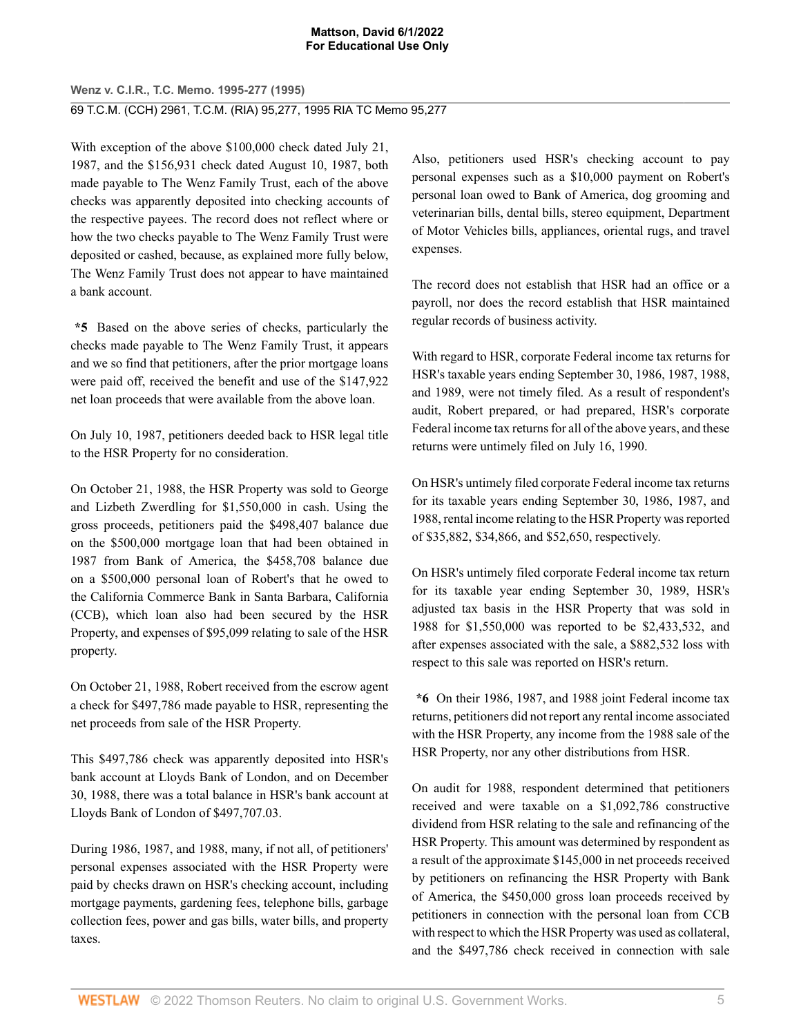With exception of the above $100,000 check dated July 21, 1987, and the $156,931 check dated August 10, 1987, both made payable to The Wenz Family Trust, each of the above checks was apparently deposited into checking accounts of the respective payees. The record does not reflect where or how the two checks payable to The Wenz Family Trust were deposited or cashed, because, as explained more fully below, The Wenz Family Trust does not appear to have maintained a bank account.

**\*5** Based on the above series of checks, particularly the checks made payable to The Wenz Family Trust, it appears and we so find that petitioners, after the prior mortgage loans were paid off, received the benefit and use of the $147,922 net loan proceeds that were available from the above loan.

On July 10, 1987, petitioners deeded back to HSR legal title to the HSR Property for no consideration.

On October 21, 1988, the HSR Property was sold to George and Lizbeth Zwerdling for $1,550,000 in cash. Using the gross proceeds, petitioners paid the $498,407 balance due on the $500,000 mortgage loan that had been obtained in 1987 from Bank of America, the $458,708 balance due on a $500,000 personal loan of Robert's that he owed to the California Commerce Bank in Santa Barbara, California (CCB), which loan also had been secured by the HSR Property, and expenses of $95,099 relating to sale of the HSR property.

On October 21, 1988, Robert received from the escrow agent a check for $497,786 made payable to HSR, representing the net proceeds from sale of the HSR Property.

This $497,786 check was apparently deposited into HSR's bank account at Lloyds Bank of London, and on December 30, 1988, there was a total balance in HSR's bank account at Lloyds Bank of London of $497,707.03.

During 1986, 1987, and 1988, many, if not all, of petitioners' personal expenses associated with the HSR Property were paid by checks drawn on HSR's checking account, including mortgage payments, gardening fees, telephone bills, garbage collection fees, power and gas bills, water bills, and property taxes.

Also, petitioners used HSR's checking account to pay personal expenses such as a $10,000 payment on Robert's personal loan owed to Bank of America, dog grooming and veterinarian bills, dental bills, stereo equipment, Department of Motor Vehicles bills, appliances, oriental rugs, and travel expenses.

The record does not establish that HSR had an office or a payroll, nor does the record establish that HSR maintained regular records of business activity.

With regard to HSR, corporate Federal income tax returns for HSR's taxable years ending September 30, 1986, 1987, 1988, and 1989, were not timely filed. As a result of respondent's audit, Robert prepared, or had prepared, HSR's corporate Federal income tax returns for all of the above years, and these returns were untimely filed on July 16, 1990.

On HSR's untimely filed corporate Federal income tax returns for its taxable years ending September 30, 1986, 1987, and 1988, rental income relating to the HSR Property was reported of $35,882, $34,866, and $52,650, respectively.

On HSR's untimely filed corporate Federal income tax return for its taxable year ending September 30, 1989, HSR's adjusted tax basis in the HSR Property that was sold in 1988 for $1,550,000 was reported to be $2,433,532, and after expenses associated with the sale, a $882,532 loss with respect to this sale was reported on HSR's return.

**\*6** On their 1986, 1987, and 1988 joint Federal income tax returns, petitioners did not report any rental income associated with the HSR Property, any income from the 1988 sale of the HSR Property, nor any other distributions from HSR.

On audit for 1988, respondent determined that petitioners received and were taxable on a $1,092,786 constructive dividend from HSR relating to the sale and refinancing of the HSR Property. This amount was determined by respondent as a result of the approximate $145,000 in net proceeds received by petitioners on refinancing the HSR Property with Bank of America, the $450,000 gross loan proceeds received by petitioners in connection with the personal loan from CCB with respect to which the HSR Property was used as collateral, and the $497,786 check received in connection with sale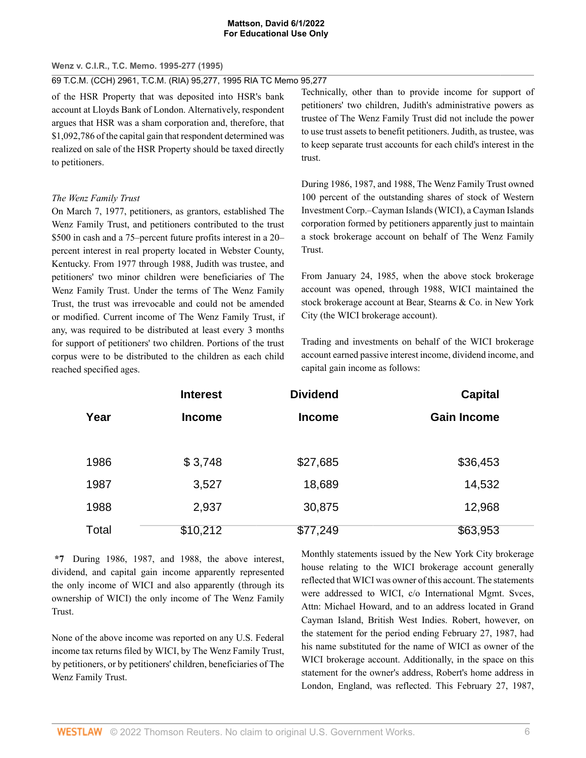of the HSR Property that was deposited into HSR's bank account at Lloyds Bank of London. Alternatively, respondent argues that HSR was a sham corporation and, therefore, that $1,092,786 of the capital gain that respondent determined was realized on sale of the HSR Property should be taxed directly to petitioners.

*The Wenz Family Trust*

On March 7, 1977, petitioners, as grantors, established The Wenz Family Trust, and petitioners contributed to the trust $500 in cash and a 75–percent future profits interest in a 20–percent interest in real property located in Webster County, Kentucky. From 1977 through 1988, Judith was trustee, and petitioners' two minor children were beneficiaries of The Wenz Family Trust. Under the terms of The Wenz Family Trust, the trust was irrevocable and could not be amended or modified. Current income of The Wenz Family Trust, if any, was required to be distributed at least every 3 months for support of petitioners' two children. Portions of the trust corpus were to be distributed to the children as each child reached specified ages.

Technically, other than to provide income for support of petitioners' two children, Judith's administrative powers as trustee of The Wenz Family Trust did not include the power to use trust assets to benefit petitioners. Judith, as trustee, was to keep separate trust accounts for each child's interest in the trust.

During 1986, 1987, and 1988, The Wenz Family Trust owned 100 percent of the outstanding shares of stock of Western Investment Corp.–Cayman Islands (WICI), a Cayman Islands corporation formed by petitioners apparently just to maintain a stock brokerage account on behalf of The Wenz Family Trust.

From January 24, 1985, when the above stock brokerage account was opened, through 1988, WICI maintained the stock brokerage account at Bear, Stearns & Co. in New York City (the WICI brokerage account).

Trading and investments on behalf of the WICI brokerage account earned passive interest income, dividend income, and capital gain income as follows:

| Year | Interest Income | Dividend Income | Capital Gain Income |
|---|---|---|---|
| 1986 | $ 3,748 | $27,685 | $36,453 |
| 1987 | 3,527 | 18,689 | 14,532 |
| 1988 | 2,937 | 30,875 | 12,968 |
| Total | $10,212 | $77,249 | $63,953 |

**\*7** During 1986, 1987, and 1988, the above interest, dividend, and capital gain income apparently represented the only income of WICI and also apparently (through its ownership of WICI) the only income of The Wenz Family Trust.

None of the above income was reported on any U.S. Federal income tax returns filed by WICI, by The Wenz Family Trust, by petitioners, or by petitioners' children, beneficiaries of The Wenz Family Trust.

Monthly statements issued by the New York City brokerage house relating to the WICI brokerage account generally reflected that WICI was owner of this account. The statements were addressed to WICI, c/o International Mgmt. Svces, Attn: Michael Howard, and to an address located in Grand Cayman Island, British West Indies. Robert, however, on the statement for the period ending February 27, 1987, had his name substituted for the name of WICI as owner of the WICI brokerage account. Additionally, in the space on this statement for the owner's address, Robert's home address in London, England, was reflected. This February 27, 1987,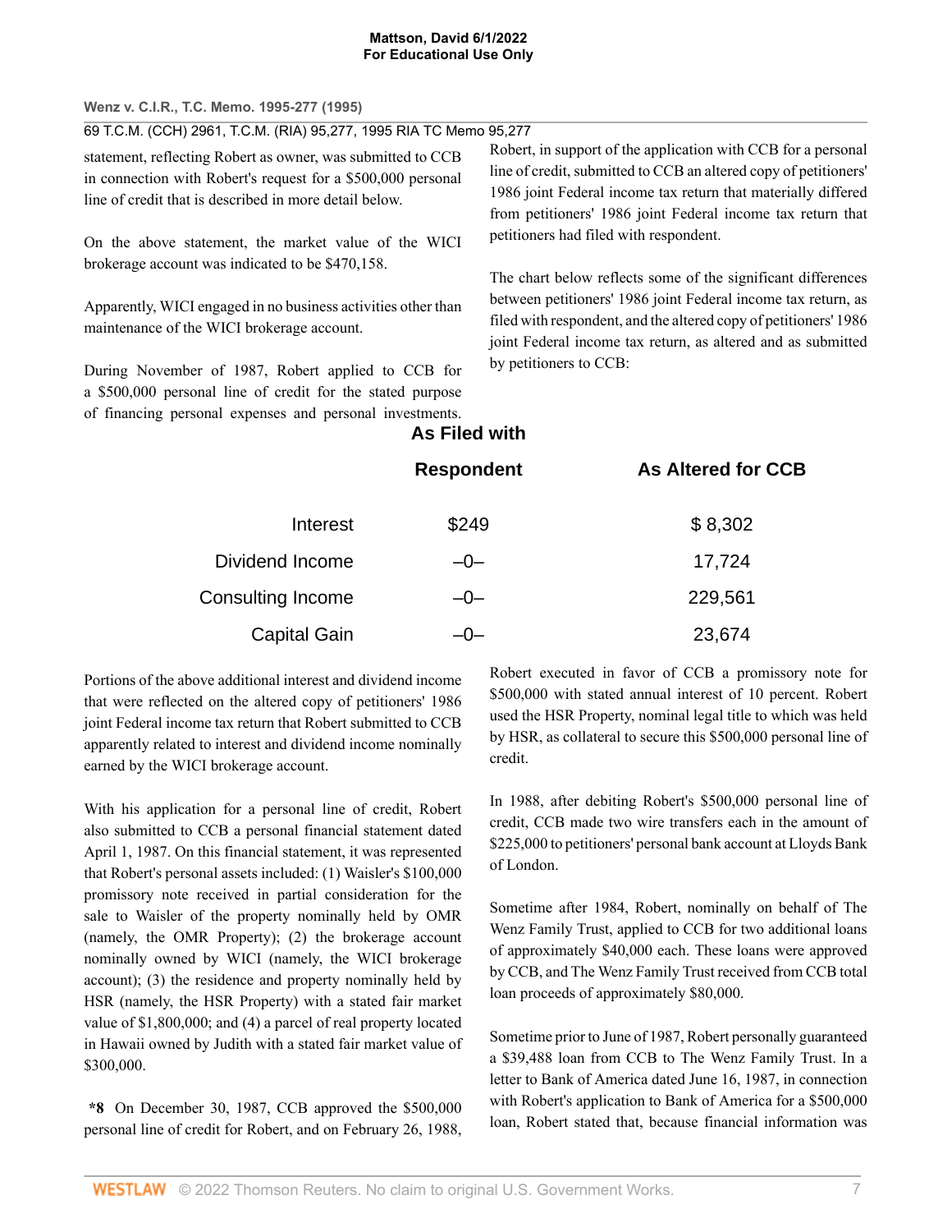statement, reflecting Robert as owner, was submitted to CCB in connection with Robert's request for a $500,000 personal line of credit that is described in more detail below.

On the above statement, the market value of the WICI brokerage account was indicated to be $470,158.

Apparently, WICI engaged in no business activities other than maintenance of the WICI brokerage account.

During November of 1987, Robert applied to CCB for a $500,000 personal line of credit for the stated purpose of financing personal expenses and personal investments. Robert, in support of the application with CCB for a personal line of credit, submitted to CCB an altered copy of petitioners' 1986 joint Federal income tax return that materially differed from petitioners' 1986 joint Federal income tax return that petitioners had filed with respondent.

The chart below reflects some of the significant differences between petitioners' 1986 joint Federal income tax return, as filed with respondent, and the altered copy of petitioners' 1986 joint Federal income tax return, as altered and as submitted by petitioners to CCB:

| | As Filed with Respondent | As Altered for CCB |
|---|---|---|
| Interest | $249 | $ 8,302 |
| Dividend Income | –0– | 17,724 |
| Consulting Income | –0– | 229,561 |
| Capital Gain | –0– | 23,674 |

Portions of the above additional interest and dividend income that were reflected on the altered copy of petitioners' 1986 joint Federal income tax return that Robert submitted to CCB apparently related to interest and dividend income nominally earned by the WICI brokerage account.

With his application for a personal line of credit, Robert also submitted to CCB a personal financial statement dated April 1, 1987. On this financial statement, it was represented that Robert's personal assets included: (1) Waisler's $100,000 promissory note received in partial consideration for the sale to Waisler of the property nominally held by OMR (namely, the OMR Property); (2) the brokerage account nominally owned by WICI (namely, the WICI brokerage account); (3) the residence and property nominally held by HSR (namely, the HSR Property) with a stated fair market value of $1,800,000; and (4) a parcel of real property located in Hawaii owned by Judith with a stated fair market value of $300,000.

**\*8** On December 30, 1987, CCB approved the $500,000 personal line of credit for Robert, and on February 26, 1988, Robert executed in favor of CCB a promissory note for $500,000 with stated annual interest of 10 percent. Robert used the HSR Property, nominal legal title to which was held by HSR, as collateral to secure this $500,000 personal line of credit.

In 1988, after debiting Robert's $500,000 personal line of credit, CCB made two wire transfers each in the amount of $225,000 to petitioners' personal bank account at Lloyds Bank of London.

Sometime after 1984, Robert, nominally on behalf of The Wenz Family Trust, applied to CCB for two additional loans of approximately $40,000 each. These loans were approved by CCB, and The Wenz Family Trust received from CCB total loan proceeds of approximately $80,000.

Sometime prior to June of 1987, Robert personally guaranteed a $39,488 loan from CCB to The Wenz Family Trust. In a letter to Bank of America dated June 16, 1987, in connection with Robert's application to Bank of America for a $500,000 loan, Robert stated that, because financial information was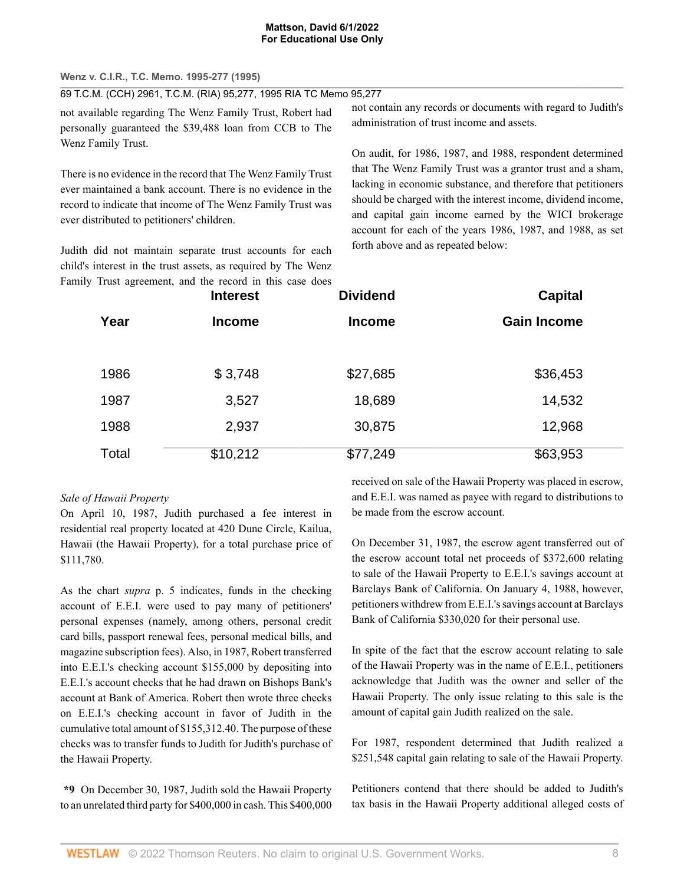not available regarding The Wenz Family Trust, Robert had personally guaranteed the $39,488 loan from CCB to The Wenz Family Trust.

There is no evidence in the record that The Wenz Family Trust ever maintained a bank account. There is no evidence in the record to indicate that income of The Wenz Family Trust was ever distributed to petitioners' children.

Judith did not maintain separate trust accounts for each child's interest in the trust assets, as required by The Wenz Family Trust agreement, and the record in this case does not contain any records or documents with regard to Judith's administration of trust income and assets.

On audit, for 1986, 1987, and 1988, respondent determined that The Wenz Family Trust was a grantor trust and a sham, lacking in economic substance, and therefore that petitioners should be charged with the interest income, dividend income, and capital gain income earned by the WICI brokerage account for each of the years 1986, 1987, and 1988, as set forth above and as repeated below:

| Year | Interest Income | Dividend Income | Capital Gain Income |
|---|---|---|---|
| 1986 | $ 3,748 | $27,685 | $36,453 |
| 1987 | 3,527 | 18,689 | 14,532 |
| 1988 | 2,937 | 30,875 | 12,968 |
| Total | $10,212 | $77,249 | $63,953 |

*Sale of Hawaii Property*

On April 10, 1987, Judith purchased a fee interest in residential real property located at 420 Dune Circle, Kailua, Hawaii (the Hawaii Property), for a total purchase price of $111,780.

As the chart *supra* p. 5 indicates, funds in the checking account of E.E.I. were used to pay many of petitioners' personal expenses (namely, among others, personal credit card bills, passport renewal fees, personal medical bills, and magazine subscription fees). Also, in 1987, Robert transferred into E.E.I.'s checking account $155,000 by depositing into E.E.I.'s account checks that he had drawn on Bishops Bank's account at Bank of America. Robert then wrote three checks on E.E.I.'s checking account in favor of Judith in the cumulative total amount of $155,312.40. The purpose of these checks was to transfer funds to Judith for Judith's purchase of the Hawaii Property.

**\*9** On December 30, 1987, Judith sold the Hawaii Property to an unrelated third party for $400,000 in cash. This $400,000 received on sale of the Hawaii Property was placed in escrow, and E.E.I. was named as payee with regard to distributions to be made from the escrow account.

On December 31, 1987, the escrow agent transferred out of the escrow account total net proceeds of $372,600 relating to sale of the Hawaii Property to E.E.I.'s savings account at Barclays Bank of California. On January 4, 1988, however, petitioners withdrew from E.E.I.'s savings account at Barclays Bank of California $330,020 for their personal use.

In spite of the fact that the escrow account relating to sale of the Hawaii Property was in the name of E.E.I., petitioners acknowledge that Judith was the owner and seller of the Hawaii Property. The only issue relating to this sale is the amount of capital gain Judith realized on the sale.

For 1987, respondent determined that Judith realized a $251,548 capital gain relating to sale of the Hawaii Property.

Petitioners contend that there should be added to Judith's tax basis in the Hawaii Property additional alleged costs of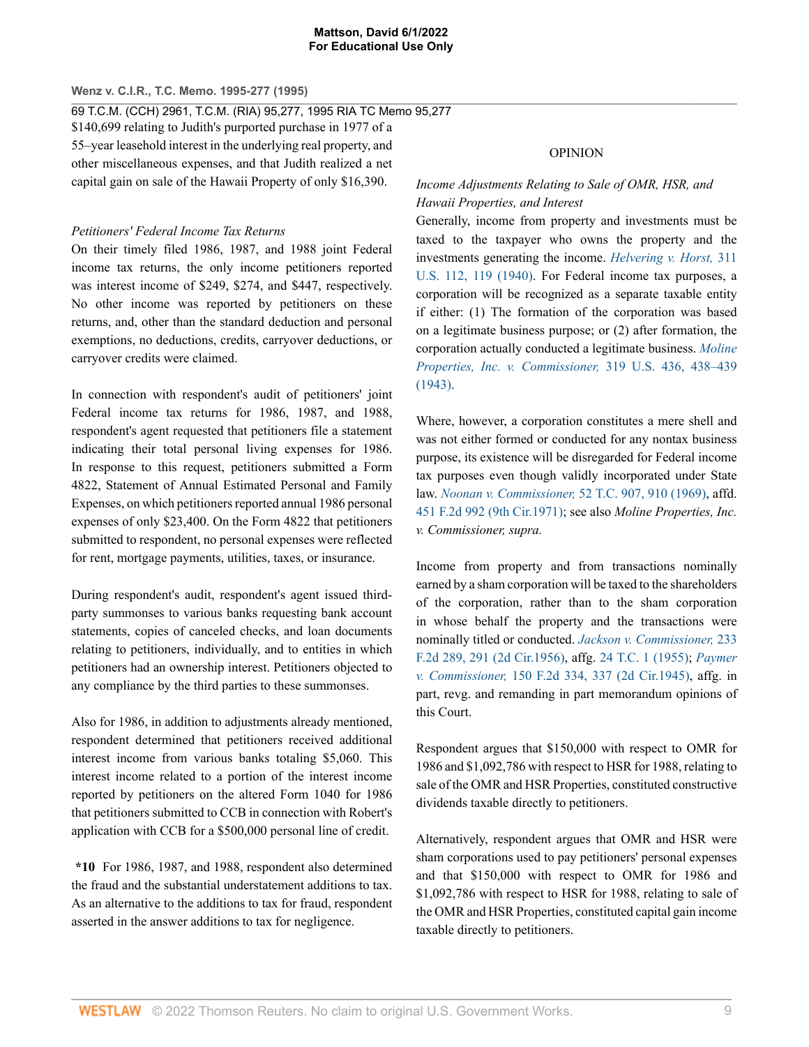$140,699 relating to Judith's purported purchase in 1977 of a 55–year leasehold interest in the underlying real property, and other miscellaneous expenses, and that Judith realized a net capital gain on sale of the Hawaii Property of only $16,390.

*Petitioners' Federal Income Tax Returns*

On their timely filed 1986, 1987, and 1988 joint Federal income tax returns, the only income petitioners reported was interest income of $249, $274, and $447, respectively. No other income was reported by petitioners on these returns, and, other than the standard deduction and personal exemptions, no deductions, credits, carryover deductions, or carryover credits were claimed.

In connection with respondent's audit of petitioners' joint Federal income tax returns for 1986, 1987, and 1988, respondent's agent requested that petitioners file a statement indicating their total personal living expenses for 1986. In response to this request, petitioners submitted a Form 4822, Statement of Annual Estimated Personal and Family Expenses, on which petitioners reported annual 1986 personal expenses of only $23,400. On the Form 4822 that petitioners submitted to respondent, no personal expenses were reflected for rent, mortgage payments, utilities, taxes, or insurance.

During respondent's audit, respondent's agent issued third-party summonses to various banks requesting bank account statements, copies of canceled checks, and loan documents relating to petitioners, individually, and to entities in which petitioners had an ownership interest. Petitioners objected to any compliance by the third parties to these summonses.

Also for 1986, in addition to adjustments already mentioned, respondent determined that petitioners received additional interest income from various banks totaling $5,060. This interest income related to a portion of the interest income reported by petitioners on the altered Form 1040 for 1986 that petitioners submitted to CCB in connection with Robert's application with CCB for a $500,000 personal line of credit.

**\*10** For 1986, 1987, and 1988, respondent also determined the fraud and the substantial understatement additions to tax. As an alternative to the additions to tax for fraud, respondent asserted in the answer additions to tax for negligence.

OPINION

*Income Adjustments Relating to Sale of OMR, HSR, and Hawaii Properties, and Interest*

Generally, income from property and investments must be taxed to the taxpayer who owns the property and the investments generating the income. *Helvering v. Horst,* 311 U.S. 112, 119 (1940). For Federal income tax purposes, a corporation will be recognized as a separate taxable entity if either: (1) The formation of the corporation was based on a legitimate business purpose; or (2) after formation, the corporation actually conducted a legitimate business. *Moline Properties, Inc. v. Commissioner,* 319 U.S. 436, 438–439 (1943).

Where, however, a corporation constitutes a mere shell and was not either formed or conducted for any nontax business purpose, its existence will be disregarded for Federal income tax purposes even though validly incorporated under State law. *Noonan v. Commissioner,* 52 T.C. 907, 910 (1969), affd. 451 F.2d 992 (9th Cir.1971); see also *Moline Properties, Inc. v. Commissioner, supra.*

Income from property and from transactions nominally earned by a sham corporation will be taxed to the shareholders of the corporation, rather than to the sham corporation in whose behalf the property and the transactions were nominally titled or conducted. *Jackson v. Commissioner,* 233 F.2d 289, 291 (2d Cir.1956), affg. 24 T.C. 1 (1955); *Paymer v. Commissioner,* 150 F.2d 334, 337 (2d Cir.1945), affg. in part, revg. and remanding in part memorandum opinions of this Court.

Respondent argues that $150,000 with respect to OMR for 1986 and $1,092,786 with respect to HSR for 1988, relating to sale of the OMR and HSR Properties, constituted constructive dividends taxable directly to petitioners.

Alternatively, respondent argues that OMR and HSR were sham corporations used to pay petitioners' personal expenses and that $150,000 with respect to OMR for 1986 and $1,092,786 with respect to HSR for 1988, relating to sale of the OMR and HSR Properties, constituted capital gain income taxable directly to petitioners.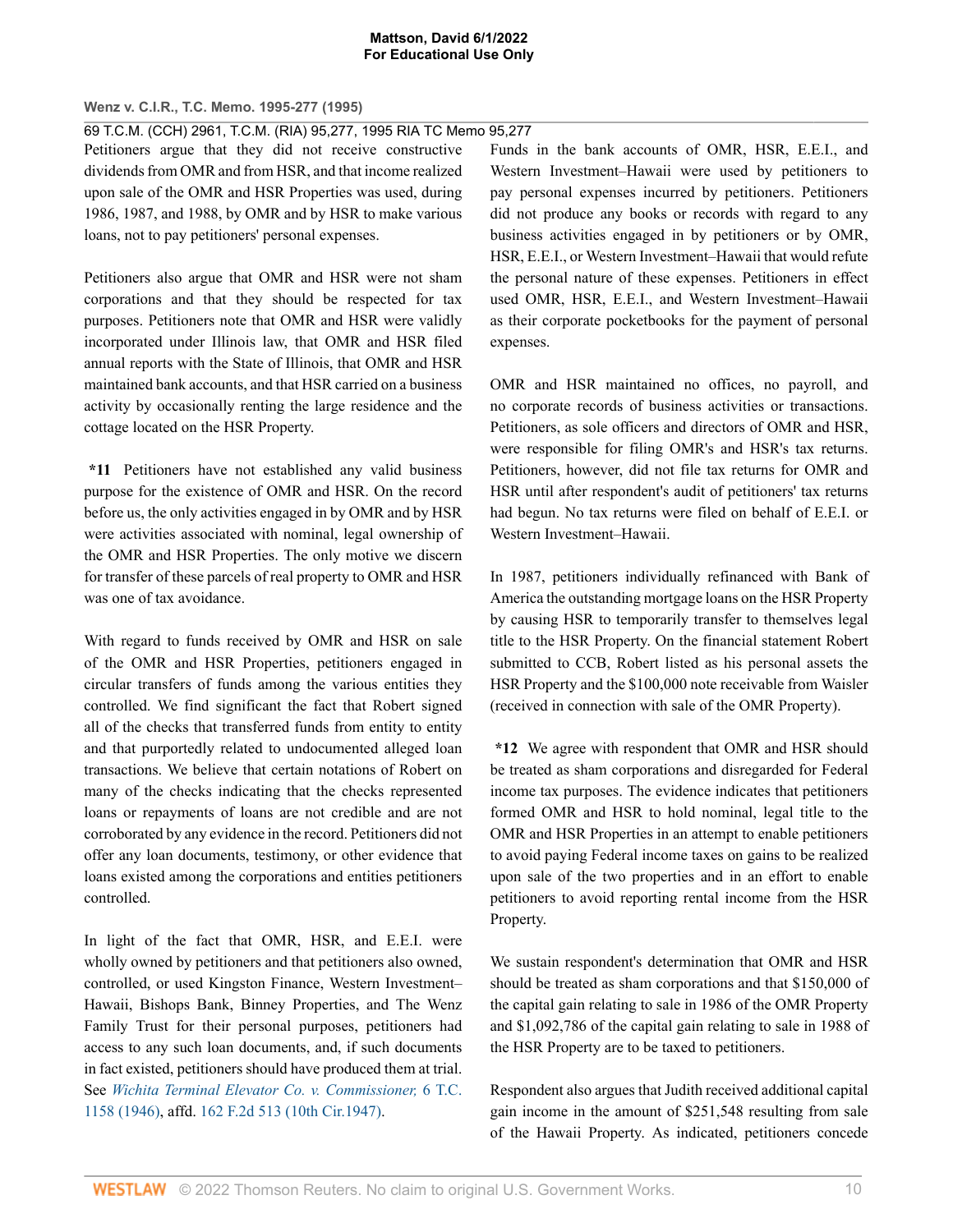Petitioners argue that they did not receive constructive dividends from OMR and from HSR, and that income realized upon sale of the OMR and HSR Properties was used, during 1986, 1987, and 1988, by OMR and by HSR to make various loans, not to pay petitioners' personal expenses.

Petitioners also argue that OMR and HSR were not sham corporations and that they should be respected for tax purposes. Petitioners note that OMR and HSR were validly incorporated under Illinois law, that OMR and HSR filed annual reports with the State of Illinois, that OMR and HSR maintained bank accounts, and that HSR carried on a business activity by occasionally renting the large residence and the cottage located on the HSR Property.

**\*11** Petitioners have not established any valid business purpose for the existence of OMR and HSR. On the record before us, the only activities engaged in by OMR and by HSR were activities associated with nominal, legal ownership of the OMR and HSR Properties. The only motive we discern for transfer of these parcels of real property to OMR and HSR was one of tax avoidance.

With regard to funds received by OMR and HSR on sale of the OMR and HSR Properties, petitioners engaged in circular transfers of funds among the various entities they controlled. We find significant the fact that Robert signed all of the checks that transferred funds from entity to entity and that purportedly related to undocumented alleged loan transactions. We believe that certain notations of Robert on many of the checks indicating that the checks represented loans or repayments of loans are not credible and are not corroborated by any evidence in the record. Petitioners did not offer any loan documents, testimony, or other evidence that loans existed among the corporations and entities petitioners controlled.

In light of the fact that OMR, HSR, and E.E.I. were wholly owned by petitioners and that petitioners also owned, controlled, or used Kingston Finance, Western Investment–Hawaii, Bishops Bank, Binney Properties, and The Wenz Family Trust for their personal purposes, petitioners had access to any such loan documents, and, if such documents in fact existed, petitioners should have produced them at trial. See *Wichita Terminal Elevator Co. v. Commissioner,* 6 T.C. 1158 (1946), affd. 162 F.2d 513 (10th Cir.1947).

Funds in the bank accounts of OMR, HSR, E.E.I., and Western Investment–Hawaii were used by petitioners to pay personal expenses incurred by petitioners. Petitioners did not produce any books or records with regard to any business activities engaged in by petitioners or by OMR, HSR, E.E.I., or Western Investment–Hawaii that would refute the personal nature of these expenses. Petitioners in effect used OMR, HSR, E.E.I., and Western Investment–Hawaii as their corporate pocketbooks for the payment of personal expenses.

OMR and HSR maintained no offices, no payroll, and no corporate records of business activities or transactions. Petitioners, as sole officers and directors of OMR and HSR, were responsible for filing OMR's and HSR's tax returns. Petitioners, however, did not file tax returns for OMR and HSR until after respondent's audit of petitioners' tax returns had begun. No tax returns were filed on behalf of E.E.I. or Western Investment–Hawaii.

In 1987, petitioners individually refinanced with Bank of America the outstanding mortgage loans on the HSR Property by causing HSR to temporarily transfer to themselves legal title to the HSR Property. On the financial statement Robert submitted to CCB, Robert listed as his personal assets the HSR Property and the $100,000 note receivable from Waisler (received in connection with sale of the OMR Property).

**\*12** We agree with respondent that OMR and HSR should be treated as sham corporations and disregarded for Federal income tax purposes. The evidence indicates that petitioners formed OMR and HSR to hold nominal, legal title to the OMR and HSR Properties in an attempt to enable petitioners to avoid paying Federal income taxes on gains to be realized upon sale of the two properties and in an effort to enable petitioners to avoid reporting rental income from the HSR Property.

We sustain respondent's determination that OMR and HSR should be treated as sham corporations and that $150,000 of the capital gain relating to sale in 1986 of the OMR Property and $1,092,786 of the capital gain relating to sale in 1988 of the HSR Property are to be taxed to petitioners.

Respondent also argues that Judith received additional capital gain income in the amount of $251,548 resulting from sale of the Hawaii Property. As indicated, petitioners concede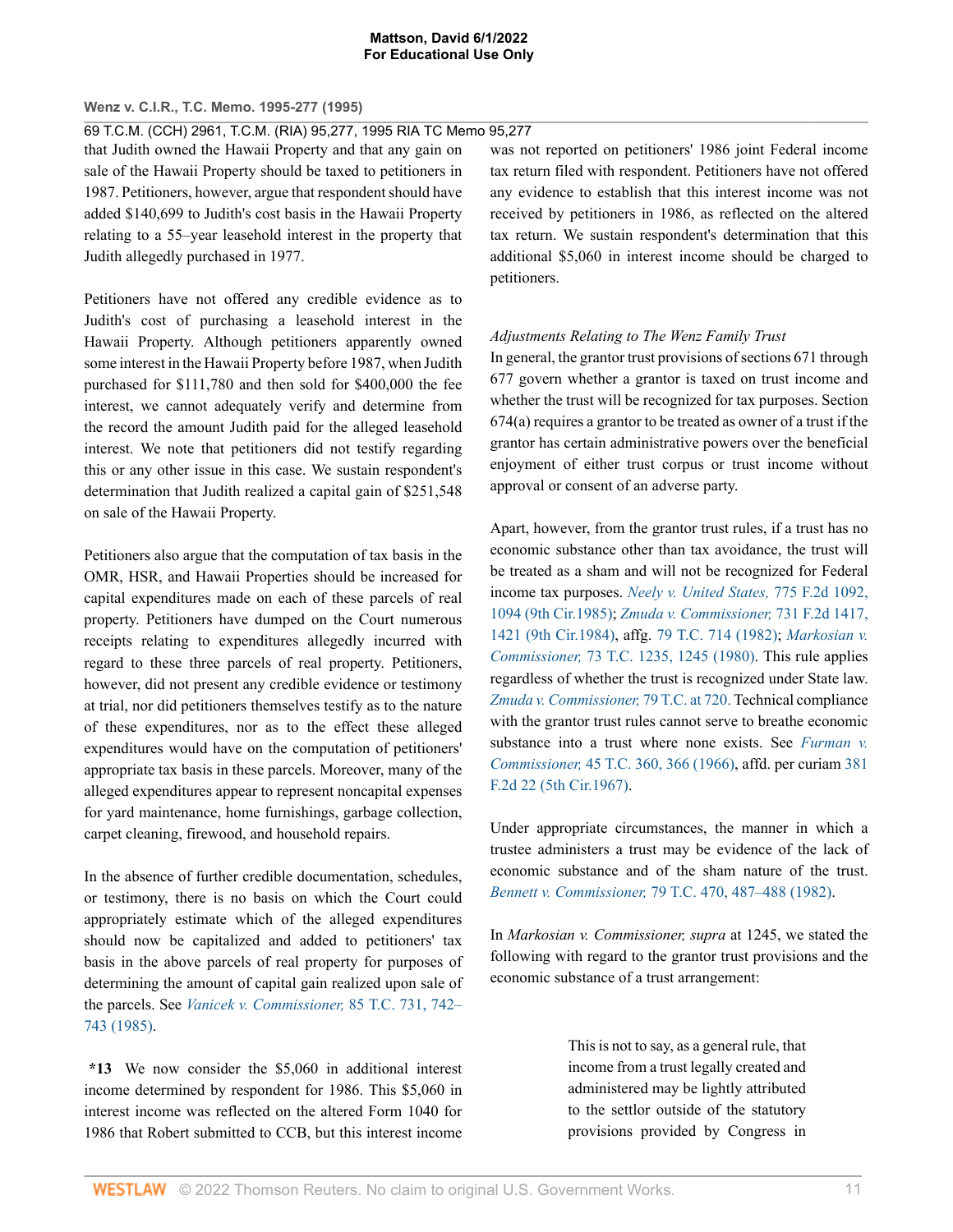that Judith owned the Hawaii Property and that any gain on sale of the Hawaii Property should be taxed to petitioners in 1987. Petitioners, however, argue that respondent should have added $140,699 to Judith's cost basis in the Hawaii Property relating to a 55–year leasehold interest in the property that Judith allegedly purchased in 1977.

Petitioners have not offered any credible evidence as to Judith's cost of purchasing a leasehold interest in the Hawaii Property. Although petitioners apparently owned some interest in the Hawaii Property before 1987, when Judith purchased for $111,780 and then sold for $400,000 the fee interest, we cannot adequately verify and determine from the record the amount Judith paid for the alleged leasehold interest. We note that petitioners did not testify regarding this or any other issue in this case. We sustain respondent's determination that Judith realized a capital gain of $251,548 on sale of the Hawaii Property.

Petitioners also argue that the computation of tax basis in the OMR, HSR, and Hawaii Properties should be increased for capital expenditures made on each of these parcels of real property. Petitioners have dumped on the Court numerous receipts relating to expenditures allegedly incurred with regard to these three parcels of real property. Petitioners, however, did not present any credible evidence or testimony at trial, nor did petitioners themselves testify as to the nature of these expenditures, nor as to the effect these alleged expenditures would have on the computation of petitioners' appropriate tax basis in these parcels. Moreover, many of the alleged expenditures appear to represent noncapital expenses for yard maintenance, home furnishings, garbage collection, carpet cleaning, firewood, and household repairs.

In the absence of further credible documentation, schedules, or testimony, there is no basis on which the Court could appropriately estimate which of the alleged expenditures should now be capitalized and added to petitioners' tax basis in the above parcels of real property for purposes of determining the amount of capital gain realized upon sale of the parcels. See *Vanicek v. Commissioner,* 85 T.C. 731, 742–743 (1985).

**\*13** We now consider the $5,060 in additional interest income determined by respondent for 1986. This $5,060 in interest income was reflected on the altered Form 1040 for 1986 that Robert submitted to CCB, but this interest income was not reported on petitioners' 1986 joint Federal income tax return filed with respondent. Petitioners have not offered any evidence to establish that this interest income was not received by petitioners in 1986, as reflected on the altered tax return. We sustain respondent's determination that this additional $5,060 in interest income should be charged to petitioners.

*Adjustments Relating to The Wenz Family Trust*

In general, the grantor trust provisions of sections 671 through 677 govern whether a grantor is taxed on trust income and whether the trust will be recognized for tax purposes. Section 674(a) requires a grantor to be treated as owner of a trust if the grantor has certain administrative powers over the beneficial enjoyment of either trust corpus or trust income without approval or consent of an adverse party.

Apart, however, from the grantor trust rules, if a trust has no economic substance other than tax avoidance, the trust will be treated as a sham and will not be recognized for Federal income tax purposes. *Neely v. United States,* 775 F.2d 1092, 1094 (9th Cir.1985); *Zmuda v. Commissioner,* 731 F.2d 1417, 1421 (9th Cir.1984), affg. 79 T.C. 714 (1982); *Markosian v. Commissioner,* 73 T.C. 1235, 1245 (1980). This rule applies regardless of whether the trust is recognized under State law. *Zmuda v. Commissioner,* 79 T.C. at 720. Technical compliance with the grantor trust rules cannot serve to breathe economic substance into a trust where none exists. See *Furman v. Commissioner,* 45 T.C. 360, 366 (1966), affd. per curiam 381 F.2d 22 (5th Cir.1967).

Under appropriate circumstances, the manner in which a trustee administers a trust may be evidence of the lack of economic substance and of the sham nature of the trust. *Bennett v. Commissioner,* 79 T.C. 470, 487–488 (1982).

In *Markosian v. Commissioner, supra* at 1245, we stated the following with regard to the grantor trust provisions and the economic substance of a trust arrangement:

> This is not to say, as a general rule, that income from a trust legally created and administered may be lightly attributed to the settlor outside of the statutory provisions provided by Congress in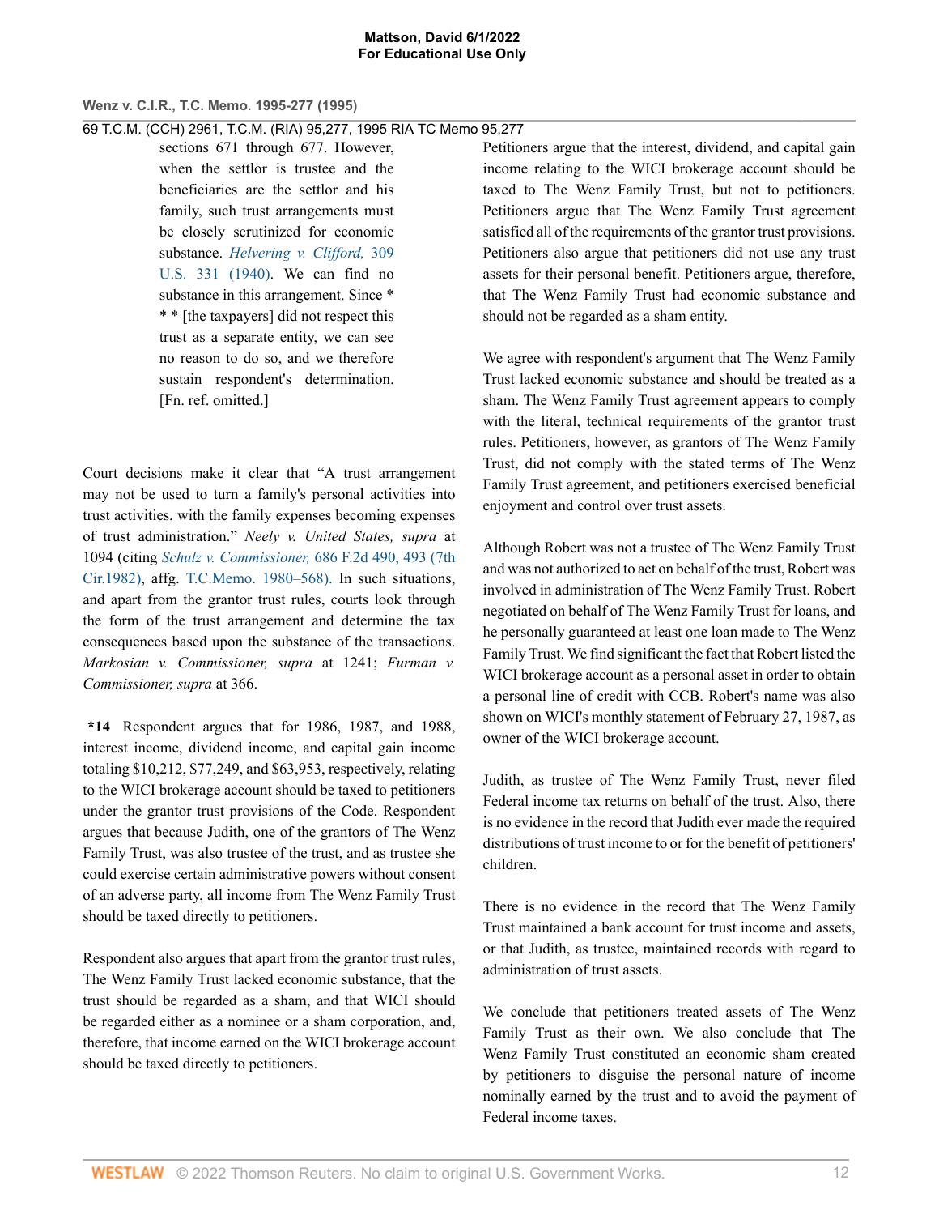> sections 671 through 677. However, when the settlor is trustee and the beneficiaries are the settlor and his family, such trust arrangements must be closely scrutinized for economic substance. *Helvering v. Clifford,* 309 U.S. 331 (1940). We can find no substance in this arrangement. Since * * * [the taxpayers] did not respect this trust as a separate entity, we can see no reason to do so, and we therefore sustain respondent's determination. [Fn. ref. omitted.]

Court decisions make it clear that "A trust arrangement may not be used to turn a family's personal activities into trust activities, with the family expenses becoming expenses of trust administration." *Neely v. United States, supra* at 1094 (citing *Schulz v. Commissioner,* 686 F.2d 490, 493 (7th Cir.1982), affg. T.C.Memo. 1980–568). In such situations, and apart from the grantor trust rules, courts look through the form of the trust arrangement and determine the tax consequences based upon the substance of the transactions. *Markosian v. Commissioner, supra* at 1241; *Furman v. Commissioner, supra* at 366.

**\*14** Respondent argues that for 1986, 1987, and 1988, interest income, dividend income, and capital gain income totaling $10,212, $77,249, and $63,953, respectively, relating to the WICI brokerage account should be taxed to petitioners under the grantor trust provisions of the Code. Respondent argues that because Judith, one of the grantors of The Wenz Family Trust, was also trustee of the trust, and as trustee she could exercise certain administrative powers without consent of an adverse party, all income from The Wenz Family Trust should be taxed directly to petitioners.

Respondent also argues that apart from the grantor trust rules, The Wenz Family Trust lacked economic substance, that the trust should be regarded as a sham, and that WICI should be regarded either as a nominee or a sham corporation, and, therefore, that income earned on the WICI brokerage account should be taxed directly to petitioners.

Petitioners argue that the interest, dividend, and capital gain income relating to the WICI brokerage account should be taxed to The Wenz Family Trust, but not to petitioners. Petitioners argue that The Wenz Family Trust agreement satisfied all of the requirements of the grantor trust provisions. Petitioners also argue that petitioners did not use any trust assets for their personal benefit. Petitioners argue, therefore, that The Wenz Family Trust had economic substance and should not be regarded as a sham entity.

We agree with respondent's argument that The Wenz Family Trust lacked economic substance and should be treated as a sham. The Wenz Family Trust agreement appears to comply with the literal, technical requirements of the grantor trust rules. Petitioners, however, as grantors of The Wenz Family Trust, did not comply with the stated terms of The Wenz Family Trust agreement, and petitioners exercised beneficial enjoyment and control over trust assets.

Although Robert was not a trustee of The Wenz Family Trust and was not authorized to act on behalf of the trust, Robert was involved in administration of The Wenz Family Trust. Robert negotiated on behalf of The Wenz Family Trust for loans, and he personally guaranteed at least one loan made to The Wenz Family Trust. We find significant the fact that Robert listed the WICI brokerage account as a personal asset in order to obtain a personal line of credit with CCB. Robert's name was also shown on WICI's monthly statement of February 27, 1987, as owner of the WICI brokerage account.

Judith, as trustee of The Wenz Family Trust, never filed Federal income tax returns on behalf of the trust. Also, there is no evidence in the record that Judith ever made the required distributions of trust income to or for the benefit of petitioners' children.

There is no evidence in the record that The Wenz Family Trust maintained a bank account for trust income and assets, or that Judith, as trustee, maintained records with regard to administration of trust assets.

We conclude that petitioners treated assets of The Wenz Family Trust as their own. We also conclude that The Wenz Family Trust constituted an economic sham created by petitioners to disguise the personal nature of income nominally earned by the trust and to avoid the payment of Federal income taxes.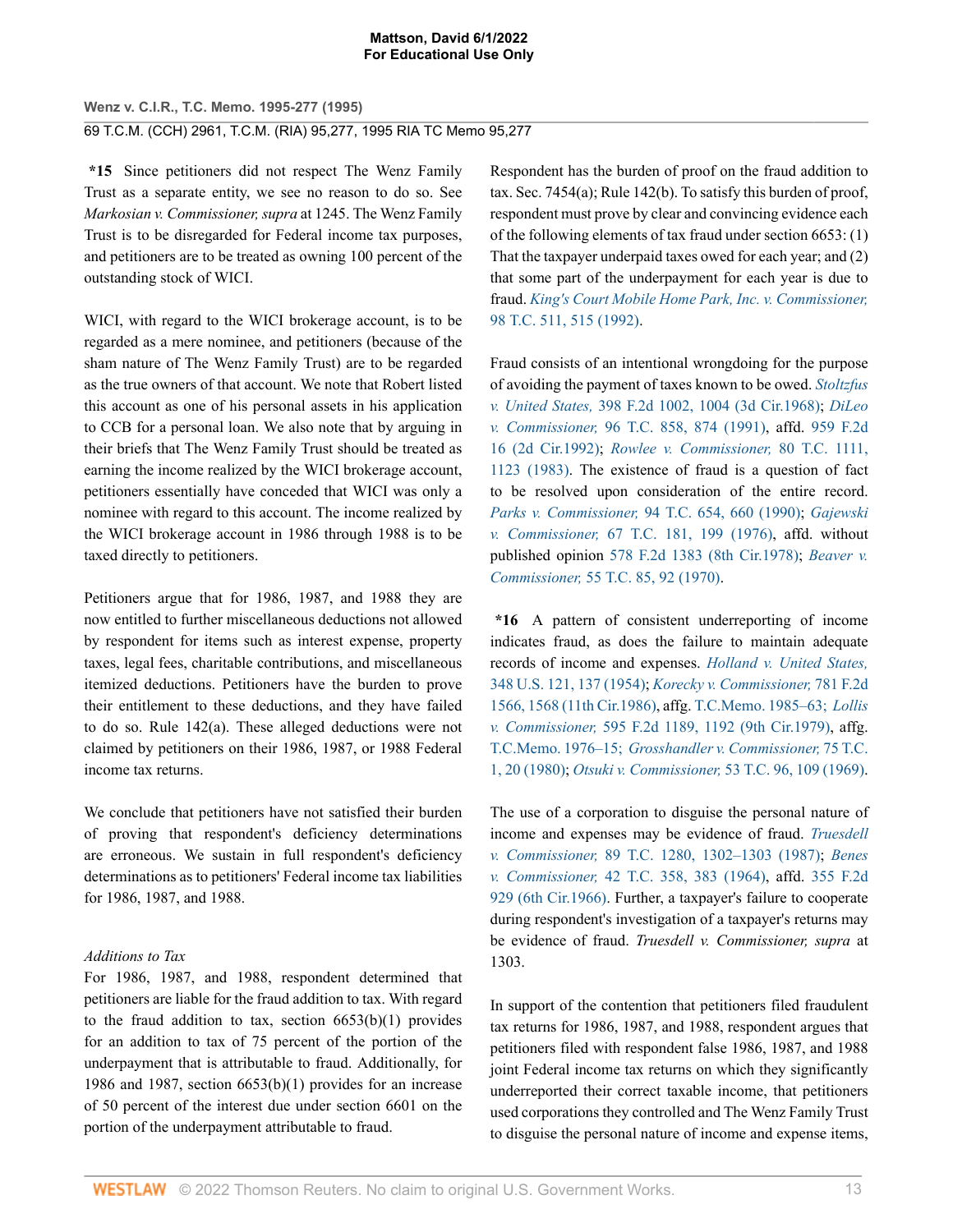***15** Since petitioners did not respect The Wenz Family Trust as a separate entity, we see no reason to do so. See *Markosian v. Commissioner, supra* at 1245. The Wenz Family Trust is to be disregarded for Federal income tax purposes, and petitioners are to be treated as owning 100 percent of the outstanding stock of WICI.

WICI, with regard to the WICI brokerage account, is to be regarded as a mere nominee, and petitioners (because of the sham nature of The Wenz Family Trust) are to be regarded as the true owners of that account. We note that Robert listed this account as one of his personal assets in his application to CCB for a personal loan. We also note that by arguing in their briefs that The Wenz Family Trust should be treated as earning the income realized by the WICI brokerage account, petitioners essentially have conceded that WICI was only a nominee with regard to this account. The income realized by the WICI brokerage account in 1986 through 1988 is to be taxed directly to petitioners.

Petitioners argue that for 1986, 1987, and 1988 they are now entitled to further miscellaneous deductions not allowed by respondent for items such as interest expense, property taxes, legal fees, charitable contributions, and miscellaneous itemized deductions. Petitioners have the burden to prove their entitlement to these deductions, and they have failed to do so. Rule 142(a). These alleged deductions were not claimed by petitioners on their 1986, 1987, or 1988 Federal income tax returns.

We conclude that petitioners have not satisfied their burden of proving that respondent's deficiency determinations are erroneous. We sustain in full respondent's deficiency determinations as to petitioners' Federal income tax liabilities for 1986, 1987, and 1988.

*Additions to Tax*

For 1986, 1987, and 1988, respondent determined that petitioners are liable for the fraud addition to tax. With regard to the fraud addition to tax, section 6653(b)(1) provides for an addition to tax of 75 percent of the portion of the underpayment that is attributable to fraud. Additionally, for 1986 and 1987, section 6653(b)(1) provides for an increase of 50 percent of the interest due under section 6601 on the portion of the underpayment attributable to fraud.

Respondent has the burden of proof on the fraud addition to tax. Sec. 7454(a); Rule 142(b). To satisfy this burden of proof, respondent must prove by clear and convincing evidence each of the following elements of tax fraud under section 6653: (1) That the taxpayer underpaid taxes owed for each year; and (2) that some part of the underpayment for each year is due to fraud. *King's Court Mobile Home Park, Inc. v. Commissioner,* 98 T.C. 511, 515 (1992).

Fraud consists of an intentional wrongdoing for the purpose of avoiding the payment of taxes known to be owed. *Stoltzfus v. United States,* 398 F.2d 1002, 1004 (3d Cir.1968); *DiLeo v. Commissioner,* 96 T.C. 858, 874 (1991), affd. 959 F.2d 16 (2d Cir.1992); *Rowlee v. Commissioner,* 80 T.C. 1111, 1123 (1983). The existence of fraud is a question of fact to be resolved upon consideration of the entire record. *Parks v. Commissioner,* 94 T.C. 654, 660 (1990); *Gajewski v. Commissioner,* 67 T.C. 181, 199 (1976), affd. without published opinion 578 F.2d 1383 (8th Cir.1978); *Beaver v. Commissioner,* 55 T.C. 85, 92 (1970).

***16** A pattern of consistent underreporting of income indicates fraud, as does the failure to maintain adequate records of income and expenses. *Holland v. United States,* 348 U.S. 121, 137 (1954); *Korecky v. Commissioner,* 781 F.2d 1566, 1568 (11th Cir.1986), affg. T.C.Memo. 1985–63; *Lollis v. Commissioner,* 595 F.2d 1189, 1192 (9th Cir.1979), affg. T.C.Memo. 1976–15; *Grosshandler v. Commissioner,* 75 T.C. 1, 20 (1980); *Otsuki v. Commissioner,* 53 T.C. 96, 109 (1969).

The use of a corporation to disguise the personal nature of income and expenses may be evidence of fraud. *Truesdell v. Commissioner,* 89 T.C. 1280, 1302–1303 (1987); *Benes v. Commissioner,* 42 T.C. 358, 383 (1964), affd. 355 F.2d 929 (6th Cir.1966). Further, a taxpayer's failure to cooperate during respondent's investigation of a taxpayer's returns may be evidence of fraud. *Truesdell v. Commissioner, supra* at 1303.

In support of the contention that petitioners filed fraudulent tax returns for 1986, 1987, and 1988, respondent argues that petitioners filed with respondent false 1986, 1987, and 1988 joint Federal income tax returns on which they significantly underreported their correct taxable income, that petitioners used corporations they controlled and The Wenz Family Trust to disguise the personal nature of income and expense items,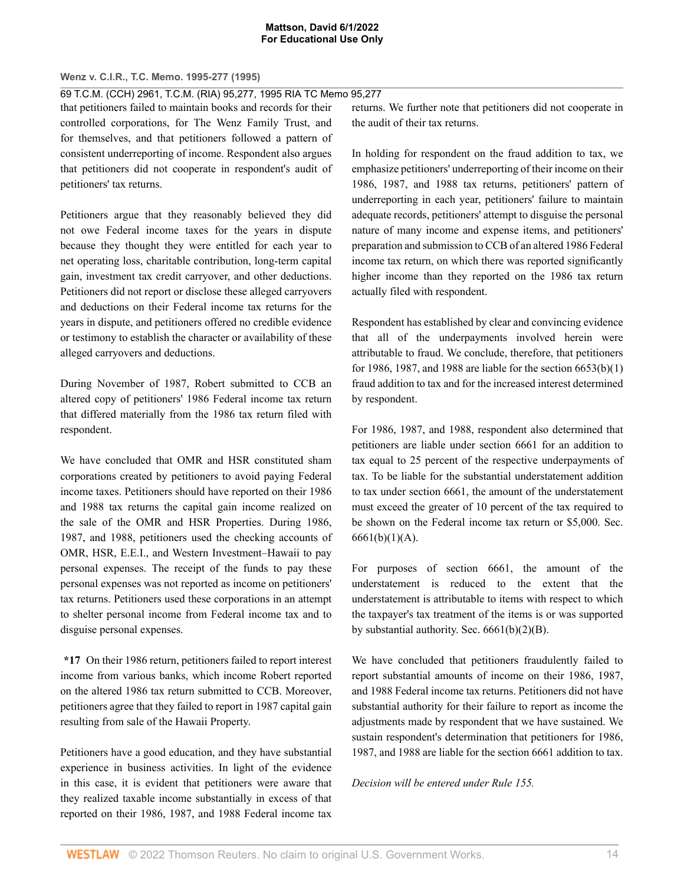that petitioners failed to maintain books and records for their controlled corporations, for The Wenz Family Trust, and for themselves, and that petitioners followed a pattern of consistent underreporting of income. Respondent also argues that petitioners did not cooperate in respondent's audit of petitioners' tax returns.

Petitioners argue that they reasonably believed they did not owe Federal income taxes for the years in dispute because they thought they were entitled for each year to net operating loss, charitable contribution, long-term capital gain, investment tax credit carryover, and other deductions. Petitioners did not report or disclose these alleged carryovers and deductions on their Federal income tax returns for the years in dispute, and petitioners offered no credible evidence or testimony to establish the character or availability of these alleged carryovers and deductions.

During November of 1987, Robert submitted to CCB an altered copy of petitioners' 1986 Federal income tax return that differed materially from the 1986 tax return filed with respondent.

We have concluded that OMR and HSR constituted sham corporations created by petitioners to avoid paying Federal income taxes. Petitioners should have reported on their 1986 and 1988 tax returns the capital gain income realized on the sale of the OMR and HSR Properties. During 1986, 1987, and 1988, petitioners used the checking accounts of OMR, HSR, E.E.I., and Western Investment–Hawaii to pay personal expenses. The receipt of the funds to pay these personal expenses was not reported as income on petitioners' tax returns. Petitioners used these corporations in an attempt to shelter personal income from Federal income tax and to disguise personal expenses.

**\*17** On their 1986 return, petitioners failed to report interest income from various banks, which income Robert reported on the altered 1986 tax return submitted to CCB. Moreover, petitioners agree that they failed to report in 1987 capital gain resulting from sale of the Hawaii Property.

Petitioners have a good education, and they have substantial experience in business activities. In light of the evidence in this case, it is evident that petitioners were aware that they realized taxable income substantially in excess of that reported on their 1986, 1987, and 1988 Federal income tax returns. We further note that petitioners did not cooperate in the audit of their tax returns.

In holding for respondent on the fraud addition to tax, we emphasize petitioners' underreporting of their income on their 1986, 1987, and 1988 tax returns, petitioners' pattern of underreporting in each year, petitioners' failure to maintain adequate records, petitioners' attempt to disguise the personal nature of many income and expense items, and petitioners' preparation and submission to CCB of an altered 1986 Federal income tax return, on which there was reported significantly higher income than they reported on the 1986 tax return actually filed with respondent.

Respondent has established by clear and convincing evidence that all of the underpayments involved herein were attributable to fraud. We conclude, therefore, that petitioners for 1986, 1987, and 1988 are liable for the section 6653(b)(1) fraud addition to tax and for the increased interest determined by respondent.

For 1986, 1987, and 1988, respondent also determined that petitioners are liable under section 6661 for an addition to tax equal to 25 percent of the respective underpayments of tax. To be liable for the substantial understatement addition to tax under section 6661, the amount of the understatement must exceed the greater of 10 percent of the tax required to be shown on the Federal income tax return or $5,000. Sec. 6661(b)(1)(A).

For purposes of section 6661, the amount of the understatement is reduced to the extent that the understatement is attributable to items with respect to which the taxpayer's tax treatment of the items is or was supported by substantial authority. Sec. 6661(b)(2)(B).

We have concluded that petitioners fraudulently failed to report substantial amounts of income on their 1986, 1987, and 1988 Federal income tax returns. Petitioners did not have substantial authority for their failure to report as income the adjustments made by respondent that we have sustained. We sustain respondent's determination that petitioners for 1986, 1987, and 1988 are liable for the section 6661 addition to tax.

*Decision will be entered under Rule 155.*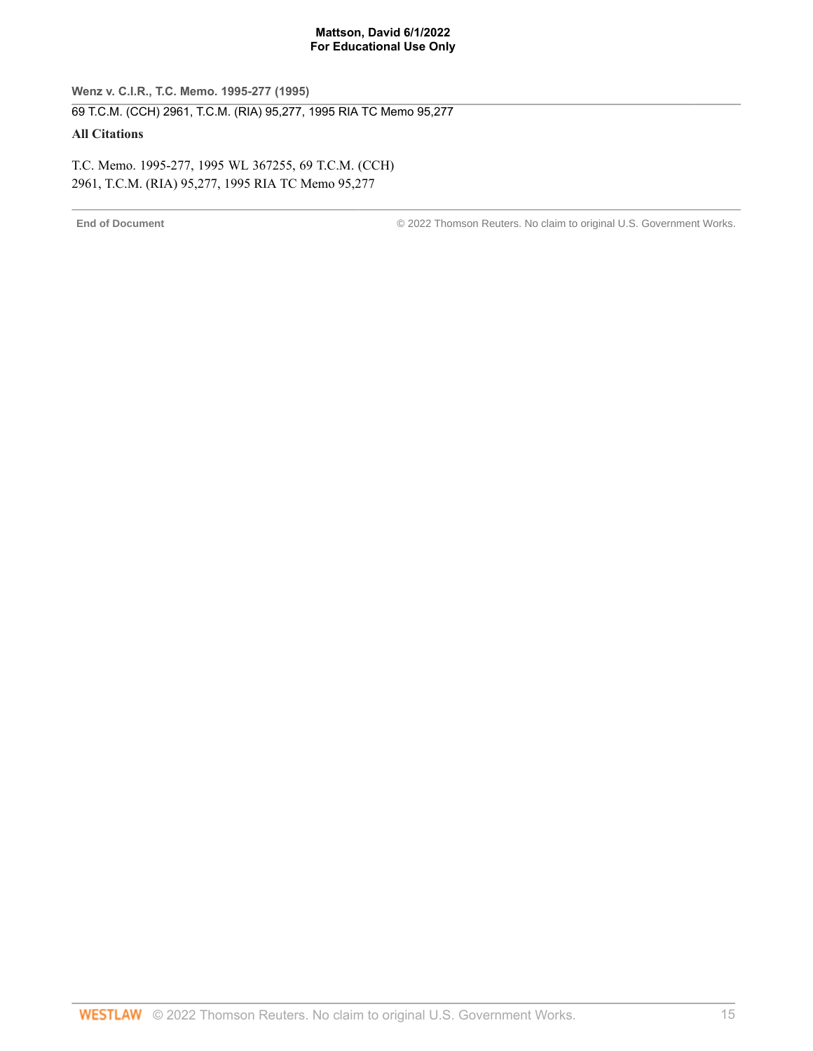## All Citations

T.C. Memo. 1995-277, 1995 WL 367255, 69 T.C.M. (CCH) 2961, T.C.M. (RIA) 95,277, 1995 RIA TC Memo 95,277

**End of Document** © 2022 Thomson Reuters. No claim to original U.S. Government Works.